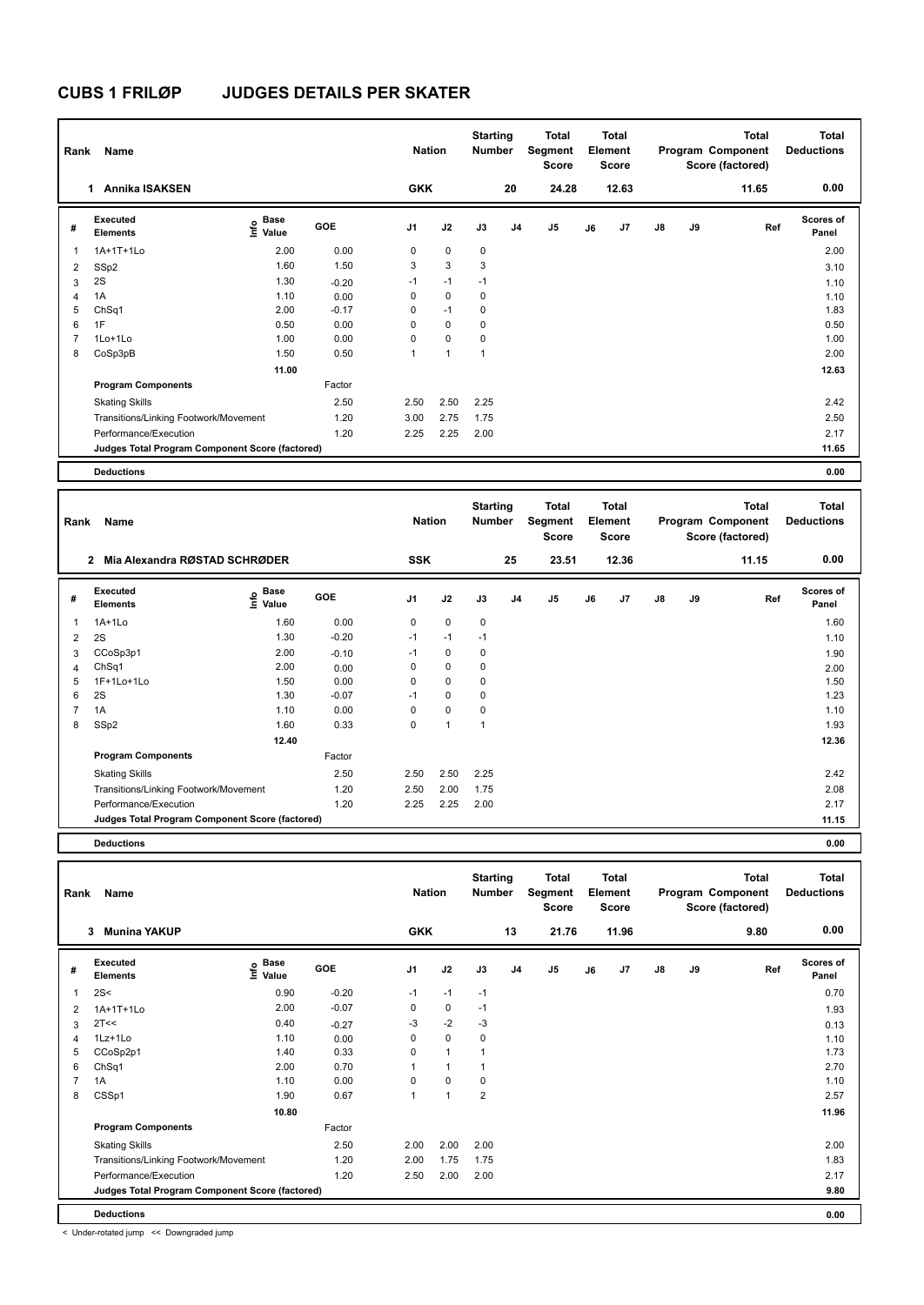# CUBS 1 FRILØP JUDGES DETAILS PER SKATER

| Rank | Name | Nation | Starting Number | Total Segment Score | Total Element Score | Total Program Component Score (factored) | Total Deductions |
|---|---|---|---|---|---|---|---|
| 1 | Annika ISAKSEN | GKK | 20 | 24.28 | 12.63 | 11.65 | 0.00 |

| # | Executed Elements | Info | Base Value | GOE | J1 | J2 | J3 | J4 | J5 | J6 | J7 | J8 | J9 | Ref | Scores of Panel |
|---|---|---|---|---|---|---|---|---|---|---|---|---|---|---|---|
| 1 | 1A+1T+1Lo | | 2.00 | 0.00 | 0 | 0 | 0 | | | | | | | | 2.00 |
| 2 | SSp2 | | 1.60 | 1.50 | 3 | 3 | 3 | | | | | | | | 3.10 |
| 3 | 2S | | 1.30 | -0.20 | -1 | -1 | -1 | | | | | | | | 1.10 |
| 4 | 1A | | 1.10 | 0.00 | 0 | 0 | 0 | | | | | | | | 1.10 |
| 5 | ChSq1 | | 2.00 | -0.17 | 0 | -1 | 0 | | | | | | | | 1.83 |
| 6 | 1F | | 0.50 | 0.00 | 0 | 0 | 0 | | | | | | | | 0.50 |
| 7 | 1Lo+1Lo | | 1.00 | 0.00 | 0 | 0 | 0 | | | | | | | | 1.00 |
| 8 | CoSp3pB | | 1.50 | 0.50 | 1 | 1 | 1 | | | | | | | | 2.00 |
| | | | 11.00 | | | | | | | | | | | | 12.63 |
| | **Program Components** | | | Factor | | | | | | | | | | | |
| | Skating Skills | | | 2.50 | 2.50 | 2.50 | 2.25 | | | | | | | | 2.42 |
| | Transitions/Linking Footwork/Movement | | | 1.20 | 3.00 | 2.75 | 1.75 | | | | | | | | 2.50 |
| | Performance/Execution | | | 1.20 | 2.25 | 2.25 | 2.00 | | | | | | | | 2.17 |
| | **Judges Total Program Component Score (factored)** | | | | | | | | | | | | | | 11.65 |
| | **Deductions** | | | | | | | | | | | | | | 0.00 |

| Rank | Name | Nation | Starting Number | Total Segment Score | Total Element Score | Total Program Component Score (factored) | Total Deductions |
|---|---|---|---|---|---|---|---|
| 2 | Mia Alexandra RØSTAD SCHRØDER | SSK | 25 | 23.51 | 12.36 | 11.15 | 0.00 |

| # | Executed Elements | Info | Base Value | GOE | J1 | J2 | J3 | J4 | J5 | J6 | J7 | J8 | J9 | Ref | Scores of Panel |
|---|---|---|---|---|---|---|---|---|---|---|---|---|---|---|---|
| 1 | 1A+1Lo | | 1.60 | 0.00 | 0 | 0 | 0 | | | | | | | | 1.60 |
| 2 | 2S | | 1.30 | -0.20 | -1 | -1 | -1 | | | | | | | | 1.10 |
| 3 | CCoSp3p1 | | 2.00 | -0.10 | -1 | 0 | 0 | | | | | | | | 1.90 |
| 4 | ChSq1 | | 2.00 | 0.00 | 0 | 0 | 0 | | | | | | | | 2.00 |
| 5 | 1F+1Lo+1Lo | | 1.50 | 0.00 | 0 | 0 | 0 | | | | | | | | 1.50 |
| 6 | 2S | | 1.30 | -0.07 | -1 | 0 | 0 | | | | | | | | 1.23 |
| 7 | 1A | | 1.10 | 0.00 | 0 | 0 | 0 | | | | | | | | 1.10 |
| 8 | SSp2 | | 1.60 | 0.33 | 0 | 1 | 1 | | | | | | | | 1.93 |
| | | | 12.40 | | | | | | | | | | | | 12.36 |
| | **Program Components** | | | Factor | | | | | | | | | | | |
| | Skating Skills | | | 2.50 | 2.50 | 2.50 | 2.25 | | | | | | | | 2.42 |
| | Transitions/Linking Footwork/Movement | | | 1.20 | 2.50 | 2.00 | 1.75 | | | | | | | | 2.08 |
| | Performance/Execution | | | 1.20 | 2.25 | 2.25 | 2.00 | | | | | | | | 2.17 |
| | **Judges Total Program Component Score (factored)** | | | | | | | | | | | | | | 11.15 |
| | **Deductions** | | | | | | | | | | | | | | 0.00 |

| Rank | Name | Nation | Starting Number | Total Segment Score | Total Element Score | Total Program Component Score (factored) | Total Deductions |
|---|---|---|---|---|---|---|---|
| 3 | Munina YAKUP | GKK | 13 | 21.76 | 11.96 | 9.80 | 0.00 |

| # | Executed Elements | Info | Base Value | GOE | J1 | J2 | J3 | J4 | J5 | J6 | J7 | J8 | J9 | Ref | Scores of Panel |
|---|---|---|---|---|---|---|---|---|---|---|---|---|---|---|---|
| 1 | 2S< | | 0.90 | -0.20 | -1 | -1 | -1 | | | | | | | | 0.70 |
| 2 | 1A+1T+1Lo | | 2.00 | -0.07 | 0 | 0 | -1 | | | | | | | | 1.93 |
| 3 | 2T<< | | 0.40 | -0.27 | -3 | -2 | -3 | | | | | | | | 0.13 |
| 4 | 1Lz+1Lo | | 1.10 | 0.00 | 0 | 0 | 0 | | | | | | | | 1.10 |
| 5 | CCoSp2p1 | | 1.40 | 0.33 | 0 | 1 | 1 | | | | | | | | 1.73 |
| 6 | ChSq1 | | 2.00 | 0.70 | 1 | 1 | 1 | | | | | | | | 2.70 |
| 7 | 1A | | 1.10 | 0.00 | 0 | 0 | 0 | | | | | | | | 1.10 |
| 8 | CSSp1 | | 1.90 | 0.67 | 1 | 1 | 2 | | | | | | | | 2.57 |
| | | | 10.80 | | | | | | | | | | | | 11.96 |
| | **Program Components** | | | Factor | | | | | | | | | | | |
| | Skating Skills | | | 2.50 | 2.00 | 2.00 | 2.00 | | | | | | | | 2.00 |
| | Transitions/Linking Footwork/Movement | | | 1.20 | 2.00 | 1.75 | 1.75 | | | | | | | | 1.83 |
| | Performance/Execution | | | 1.20 | 2.50 | 2.00 | 2.00 | | | | | | | | 2.17 |
| | **Judges Total Program Component Score (factored)** | | | | | | | | | | | | | | 9.80 |
| | **Deductions** | | | | | | | | | | | | | | 0.00 |

< Under-rotated jump << Downgraded jump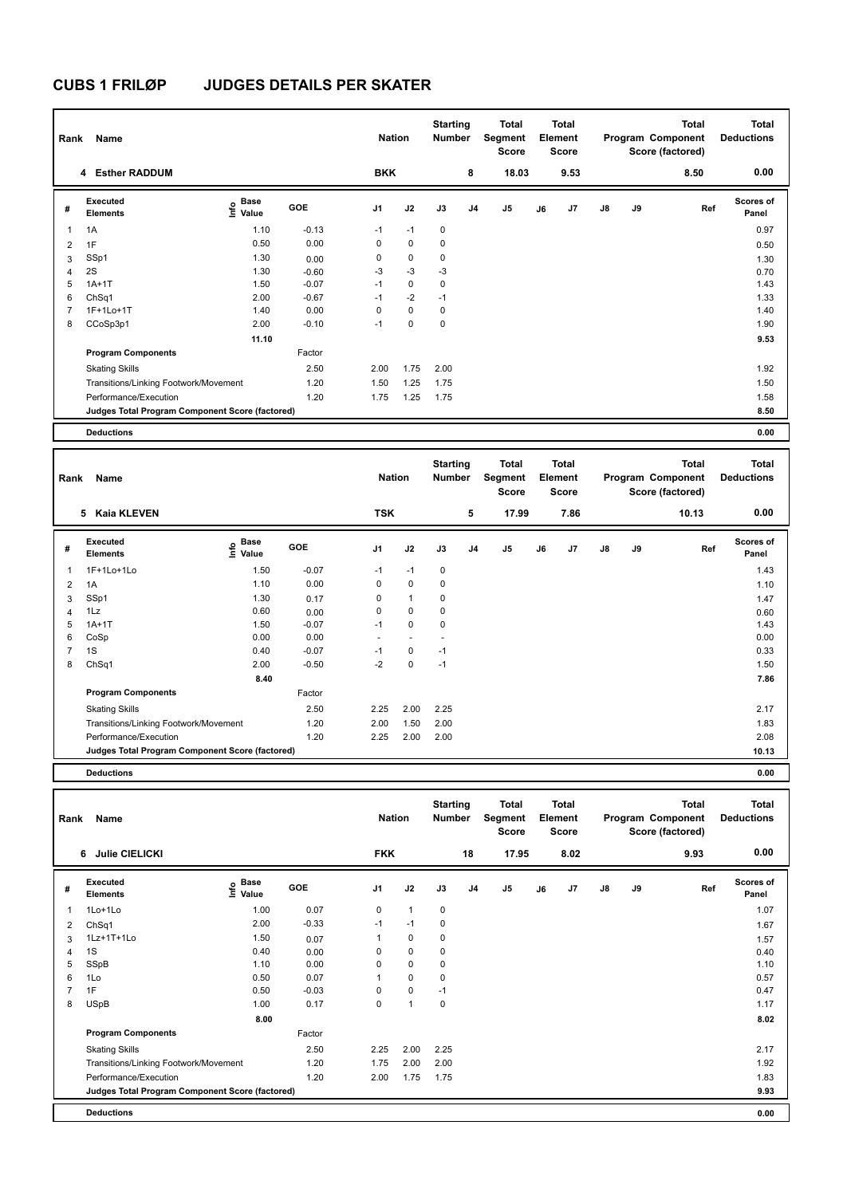# CUBS 1 FRILØP JUDGES DETAILS PER SKATER

| Rank | Name | Nation | Starting Number | Total Segment Score | Total Element Score | Total Program Component Score (factored) | Total Deductions |
|---|---|---|---|---|---|---|---|
| 4 | Esther RADDUM | BKK | 8 | 18.03 | 9.53 | 8.50 | 0.00 |

| # | Executed Elements | Info | Base Value | GOE | J1 | J2 | J3 | J4 | J5 | J6 | J7 | J8 | J9 | Ref | Scores of Panel |
|---|---|---|---|---|---|---|---|---|---|---|---|---|---|---|---|
| 1 | 1A | | 1.10 | -0.13 | -1 | -1 | 0 | | | | | | | | 0.97 |
| 2 | 1F | | 0.50 | 0.00 | 0 | 0 | 0 | | | | | | | | 0.50 |
| 3 | SSp1 | | 1.30 | 0.00 | 0 | 0 | 0 | | | | | | | | 1.30 |
| 4 | 2S | | 1.30 | -0.60 | -3 | -3 | -3 | | | | | | | | 0.70 |
| 5 | 1A+1T | | 1.50 | -0.07 | -1 | 0 | 0 | | | | | | | | 1.43 |
| 6 | ChSq1 | | 2.00 | -0.67 | -1 | -2 | -1 | | | | | | | | 1.33 |
| 7 | 1F+1Lo+1T | | 1.40 | 0.00 | 0 | 0 | 0 | | | | | | | | 1.40 |
| 8 | CCoSp3p1 | | 2.00 | -0.10 | -1 | 0 | 0 | | | | | | | | 1.90 |
| | | | 11.10 | | | | | | | | | | | | 9.53 |
| | **Program Components** | | | Factor | | | | | | | | | | | |
| | Skating Skills | | | 2.50 | 2.00 | 1.75 | 2.00 | | | | | | | | 1.92 |
| | Transitions/Linking Footwork/Movement | | | 1.20 | 1.50 | 1.25 | 1.75 | | | | | | | | 1.50 |
| | Performance/Execution | | | 1.20 | 1.75 | 1.25 | 1.75 | | | | | | | | 1.58 |
| | **Judges Total Program Component Score (factored)** | | | | | | | | | | | | | | 8.50 |
| | **Deductions** | | | | | | | | | | | | | | 0.00 |

| Rank | Name | Nation | Starting Number | Total Segment Score | Total Element Score | Total Program Component Score (factored) | Total Deductions |
|---|---|---|---|---|---|---|---|
| 5 | Kaia KLEVEN | TSK | 5 | 17.99 | 7.86 | 10.13 | 0.00 |

| # | Executed Elements | Info | Base Value | GOE | J1 | J2 | J3 | J4 | J5 | J6 | J7 | J8 | J9 | Ref | Scores of Panel |
|---|---|---|---|---|---|---|---|---|---|---|---|---|---|---|---|
| 1 | 1F+1Lo+1Lo | | 1.50 | -0.07 | -1 | -1 | 0 | | | | | | | | 1.43 |
| 2 | 1A | | 1.10 | 0.00 | 0 | 0 | 0 | | | | | | | | 1.10 |
| 3 | SSp1 | | 1.30 | 0.17 | 0 | 1 | 0 | | | | | | | | 1.47 |
| 4 | 1Lz | | 0.60 | 0.00 | 0 | 0 | 0 | | | | | | | | 0.60 |
| 5 | 1A+1T | | 1.50 | -0.07 | -1 | 0 | 0 | | | | | | | | 1.43 |
| 6 | CoSp | | 0.00 | 0.00 | - | - | - | | | | | | | | 0.00 |
| 7 | 1S | | 0.40 | -0.07 | -1 | 0 | -1 | | | | | | | | 0.33 |
| 8 | ChSq1 | | 2.00 | -0.50 | -2 | 0 | -1 | | | | | | | | 1.50 |
| | | | 8.40 | | | | | | | | | | | | 7.86 |
| | **Program Components** | | | Factor | | | | | | | | | | | |
| | Skating Skills | | | 2.50 | 2.25 | 2.00 | 2.25 | | | | | | | | 2.17 |
| | Transitions/Linking Footwork/Movement | | | 1.20 | 2.00 | 1.50 | 2.00 | | | | | | | | 1.83 |
| | Performance/Execution | | | 1.20 | 2.25 | 2.00 | 2.00 | | | | | | | | 2.08 |
| | **Judges Total Program Component Score (factored)** | | | | | | | | | | | | | | 10.13 |
| | **Deductions** | | | | | | | | | | | | | | 0.00 |

| Rank | Name | Nation | Starting Number | Total Segment Score | Total Element Score | Total Program Component Score (factored) | Total Deductions |
|---|---|---|---|---|---|---|---|
| 6 | Julie CIELICKI | FKK | 18 | 17.95 | 8.02 | 9.93 | 0.00 |

| # | Executed Elements | Info | Base Value | GOE | J1 | J2 | J3 | J4 | J5 | J6 | J7 | J8 | J9 | Ref | Scores of Panel |
|---|---|---|---|---|---|---|---|---|---|---|---|---|---|---|---|
| 1 | 1Lo+1Lo | | 1.00 | 0.07 | 0 | 1 | 0 | | | | | | | | 1.07 |
| 2 | ChSq1 | | 2.00 | -0.33 | -1 | -1 | 0 | | | | | | | | 1.67 |
| 3 | 1Lz+1T+1Lo | | 1.50 | 0.07 | 1 | 0 | 0 | | | | | | | | 1.57 |
| 4 | 1S | | 0.40 | 0.00 | 0 | 0 | 0 | | | | | | | | 0.40 |
| 5 | SSpB | | 1.10 | 0.00 | 0 | 0 | 0 | | | | | | | | 1.10 |
| 6 | 1Lo | | 0.50 | 0.07 | 1 | 0 | 0 | | | | | | | | 0.57 |
| 7 | 1F | | 0.50 | -0.03 | 0 | 0 | -1 | | | | | | | | 0.47 |
| 8 | USpB | | 1.00 | 0.17 | 0 | 1 | 0 | | | | | | | | 1.17 |
| | | | 8.00 | | | | | | | | | | | | 8.02 |
| | **Program Components** | | | Factor | | | | | | | | | | | |
| | Skating Skills | | | 2.50 | 2.25 | 2.00 | 2.25 | | | | | | | | 2.17 |
| | Transitions/Linking Footwork/Movement | | | 1.20 | 1.75 | 2.00 | 2.00 | | | | | | | | 1.92 |
| | Performance/Execution | | | 1.20 | 2.00 | 1.75 | 1.75 | | | | | | | | 1.83 |
| | **Judges Total Program Component Score (factored)** | | | | | | | | | | | | | | 9.93 |
| | **Deductions** | | | | | | | | | | | | | | 0.00 |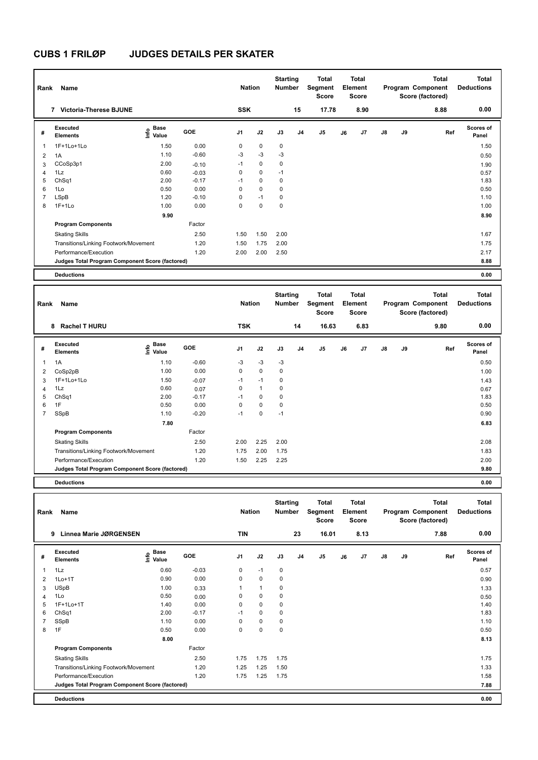# CUBS 1 FRILØP JUDGES DETAILS PER SKATER

| Rank | Name | Nation | Starting Number | Total Segment Score | Total Element Score | Total Program Component Score (factored) | Total Deductions |
|---|---|---|---|---|---|---|---|
| 7 | Victoria-Therese BJUNE | SSK | 15 | 17.78 | 8.90 | 8.88 | 0.00 |

| # | Executed Elements | Info | Base Value | GOE | J1 | J2 | J3 | J4 | J5 | J6 | J7 | J8 | J9 | Ref | Scores of Panel |
|---|---|---|---|---|---|---|---|---|---|---|---|---|---|---|---|
| 1 | 1F+1Lo+1Lo | | 1.50 | 0.00 | 0 | 0 | 0 | | | | | | | | 1.50 |
| 2 | 1A | | 1.10 | -0.60 | -3 | -3 | -3 | | | | | | | | 0.50 |
| 3 | CCoSp3p1 | | 2.00 | -0.10 | -1 | 0 | 0 | | | | | | | | 1.90 |
| 4 | 1Lz | | 0.60 | -0.03 | 0 | 0 | -1 | | | | | | | | 0.57 |
| 5 | ChSq1 | | 2.00 | -0.17 | -1 | 0 | 0 | | | | | | | | 1.83 |
| 6 | 1Lo | | 0.50 | 0.00 | 0 | 0 | 0 | | | | | | | | 0.50 |
| 7 | LSpB | | 1.20 | -0.10 | 0 | -1 | 0 | | | | | | | | 1.10 |
| 8 | 1F+1Lo | | 1.00 | 0.00 | 0 | 0 | 0 | | | | | | | | 1.00 |
| | | | 9.90 | | | | | | | | | | | | 8.90 |
| | **Program Components** | | | Factor | | | | | | | | | | | |
| | Skating Skills | | | 2.50 | 1.50 | 1.50 | 2.00 | | | | | | | | 1.67 |
| | Transitions/Linking Footwork/Movement | | | 1.20 | 1.50 | 1.75 | 2.00 | | | | | | | | 1.75 |
| | Performance/Execution | | | 1.20 | 2.00 | 2.00 | 2.50 | | | | | | | | 2.17 |
| | **Judges Total Program Component Score (factored)** | | | | | | | | | | | | | | 8.88 |
| | **Deductions** | | | | | | | | | | | | | | 0.00 |

| Rank | Name | Nation | Starting Number | Total Segment Score | Total Element Score | Total Program Component Score (factored) | Total Deductions |
|---|---|---|---|---|---|---|---|
| 8 | Rachel T HURU | TSK | 14 | 16.63 | 6.83 | 9.80 | 0.00 |

| # | Executed Elements | Info | Base Value | GOE | J1 | J2 | J3 | J4 | J5 | J6 | J7 | J8 | J9 | Ref | Scores of Panel |
|---|---|---|---|---|---|---|---|---|---|---|---|---|---|---|---|
| 1 | 1A | | 1.10 | -0.60 | -3 | -3 | -3 | | | | | | | | 0.50 |
| 2 | CoSp2pB | | 1.00 | 0.00 | 0 | 0 | 0 | | | | | | | | 1.00 |
| 3 | 1F+1Lo+1Lo | | 1.50 | -0.07 | -1 | -1 | 0 | | | | | | | | 1.43 |
| 4 | 1Lz | | 0.60 | 0.07 | 0 | 1 | 0 | | | | | | | | 0.67 |
| 5 | ChSq1 | | 2.00 | -0.17 | -1 | 0 | 0 | | | | | | | | 1.83 |
| 6 | 1F | | 0.50 | 0.00 | 0 | 0 | 0 | | | | | | | | 0.50 |
| 7 | SSpB | | 1.10 | -0.20 | -1 | 0 | -1 | | | | | | | | 0.90 |
| | | | 7.80 | | | | | | | | | | | | 6.83 |
| | **Program Components** | | | Factor | | | | | | | | | | | |
| | Skating Skills | | | 2.50 | 2.00 | 2.25 | 2.00 | | | | | | | | 2.08 |
| | Transitions/Linking Footwork/Movement | | | 1.20 | 1.75 | 2.00 | 1.75 | | | | | | | | 1.83 |
| | Performance/Execution | | | 1.20 | 1.50 | 2.25 | 2.25 | | | | | | | | 2.00 |
| | **Judges Total Program Component Score (factored)** | | | | | | | | | | | | | | 9.80 |
| | **Deductions** | | | | | | | | | | | | | | 0.00 |

| Rank | Name | Nation | Starting Number | Total Segment Score | Total Element Score | Total Program Component Score (factored) | Total Deductions |
|---|---|---|---|---|---|---|---|
| 9 | Linnea Marie JØRGENSEN | TIN | 23 | 16.01 | 8.13 | 7.88 | 0.00 |

| # | Executed Elements | Info | Base Value | GOE | J1 | J2 | J3 | J4 | J5 | J6 | J7 | J8 | J9 | Ref | Scores of Panel |
|---|---|---|---|---|---|---|---|---|---|---|---|---|---|---|---|
| 1 | 1Lz | | 0.60 | -0.03 | 0 | -1 | 0 | | | | | | | | 0.57 |
| 2 | 1Lo+1T | | 0.90 | 0.00 | 0 | 0 | 0 | | | | | | | | 0.90 |
| 3 | USpB | | 1.00 | 0.33 | 1 | 1 | 0 | | | | | | | | 1.33 |
| 4 | 1Lo | | 0.50 | 0.00 | 0 | 0 | 0 | | | | | | | | 0.50 |
| 5 | 1F+1Lo+1T | | 1.40 | 0.00 | 0 | 0 | 0 | | | | | | | | 1.40 |
| 6 | ChSq1 | | 2.00 | -0.17 | -1 | 0 | 0 | | | | | | | | 1.83 |
| 7 | SSpB | | 1.10 | 0.00 | 0 | 0 | 0 | | | | | | | | 1.10 |
| 8 | 1F | | 0.50 | 0.00 | 0 | 0 | 0 | | | | | | | | 0.50 |
| | | | 8.00 | | | | | | | | | | | | 8.13 |
| | **Program Components** | | | Factor | | | | | | | | | | | |
| | Skating Skills | | | 2.50 | 1.75 | 1.75 | 1.75 | | | | | | | | 1.75 |
| | Transitions/Linking Footwork/Movement | | | 1.20 | 1.25 | 1.25 | 1.50 | | | | | | | | 1.33 |
| | Performance/Execution | | | 1.20 | 1.75 | 1.25 | 1.75 | | | | | | | | 1.58 |
| | **Judges Total Program Component Score (factored)** | | | | | | | | | | | | | | 7.88 |
| | **Deductions** | | | | | | | | | | | | | | 0.00 |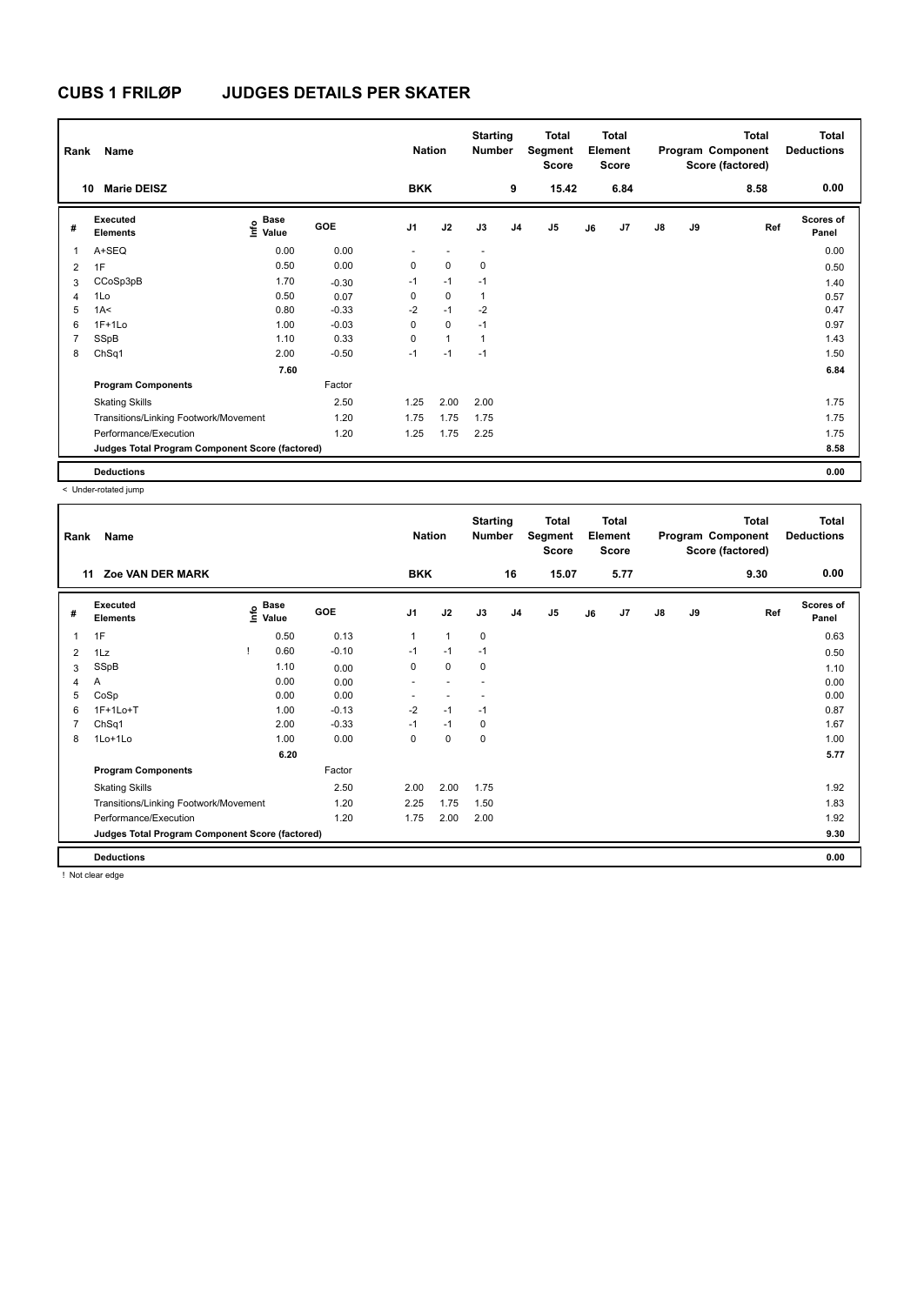# CUBS 1 FRILØP JUDGES DETAILS PER SKATER

| Rank | Name | Nation | Starting Number | Total Segment Score | Total Element Score | Total Program Component Score (factored) | Total Deductions |
|---|---|---|---|---|---|---|---|
| 10 | Marie DEISZ | BKK | 9 | 15.42 | 6.84 | 8.58 | 0.00 |

| # | Executed Elements | Info | Base Value | GOE | J1 | J2 | J3 | J4 | J5 | J6 | J7 | J8 | J9 | Ref | Scores of Panel |
|---|---|---|---|---|---|---|---|---|---|---|---|---|---|---|---|
| 1 | A+SEQ | | 0.00 | 0.00 | - | - | - | | | | | | | | 0.00 |
| 2 | 1F | | 0.50 | 0.00 | 0 | 0 | 0 | | | | | | | | 0.50 |
| 3 | CCoSp3pB | | 1.70 | -0.30 | -1 | -1 | -1 | | | | | | | | 1.40 |
| 4 | 1Lo | | 0.50 | 0.07 | 0 | 0 | 1 | | | | | | | | 0.57 |
| 5 | 1A< | | 0.80 | -0.33 | -2 | -1 | -2 | | | | | | | | 0.47 |
| 6 | 1F+1Lo | | 1.00 | -0.03 | 0 | 0 | -1 | | | | | | | | 0.97 |
| 7 | SSpB | | 1.10 | 0.33 | 0 | 1 | 1 | | | | | | | | 1.43 |
| 8 | ChSq1 | | 2.00 | -0.50 | -1 | -1 | -1 | | | | | | | | 1.50 |
| | | | 7.60 | | | | | | | | | | | | 6.84 |
| | **Program Components** | | | Factor | | | | | | | | | | | |
| | Skating Skills | | | 2.50 | 1.25 | 2.00 | 2.00 | | | | | | | | 1.75 |
| | Transitions/Linking Footwork/Movement | | | 1.20 | 1.75 | 1.75 | 1.75 | | | | | | | | 1.75 |
| | Performance/Execution | | | 1.20 | 1.25 | 1.75 | 2.25 | | | | | | | | 1.75 |
| | **Judges Total Program Component Score (factored)** | | | | | | | | | | | | | | 8.58 |
| | **Deductions** | | | | | | | | | | | | | | 0.00 |

< Under-rotated jump

| Rank | Name | Nation | Starting Number | Total Segment Score | Total Element Score | Total Program Component Score (factored) | Total Deductions |
|---|---|---|---|---|---|---|---|
| 11 | Zoe VAN DER MARK | BKK | 16 | 15.07 | 5.77 | 9.30 | 0.00 |

| # | Executed Elements | Info | Base Value | GOE | J1 | J2 | J3 | J4 | J5 | J6 | J7 | J8 | J9 | Ref | Scores of Panel |
|---|---|---|---|---|---|---|---|---|---|---|---|---|---|---|---|
| 1 | 1F | | 0.50 | 0.13 | 1 | 1 | 0 | | | | | | | | 0.63 |
| 2 | 1Lz | ! | 0.60 | -0.10 | -1 | -1 | -1 | | | | | | | | 0.50 |
| 3 | SSpB | | 1.10 | 0.00 | 0 | 0 | 0 | | | | | | | | 1.10 |
| 4 | A | | 0.00 | 0.00 | - | - | - | | | | | | | | 0.00 |
| 5 | CoSp | | 0.00 | 0.00 | - | - | - | | | | | | | | 0.00 |
| 6 | 1F+1Lo+T | | 1.00 | -0.13 | -2 | -1 | -1 | | | | | | | | 0.87 |
| 7 | ChSq1 | | 2.00 | -0.33 | -1 | -1 | 0 | | | | | | | | 1.67 |
| 8 | 1Lo+1Lo | | 1.00 | 0.00 | 0 | 0 | 0 | | | | | | | | 1.00 |
| | | | 6.20 | | | | | | | | | | | | 5.77 |
| | **Program Components** | | | Factor | | | | | | | | | | | |
| | Skating Skills | | | 2.50 | 2.00 | 2.00 | 1.75 | | | | | | | | 1.92 |
| | Transitions/Linking Footwork/Movement | | | 1.20 | 2.25 | 1.75 | 1.50 | | | | | | | | 1.83 |
| | Performance/Execution | | | 1.20 | 1.75 | 2.00 | 2.00 | | | | | | | | 1.92 |
| | **Judges Total Program Component Score (factored)** | | | | | | | | | | | | | | 9.30 |
| | **Deductions** | | | | | | | | | | | | | | 0.00 |

! Not clear edge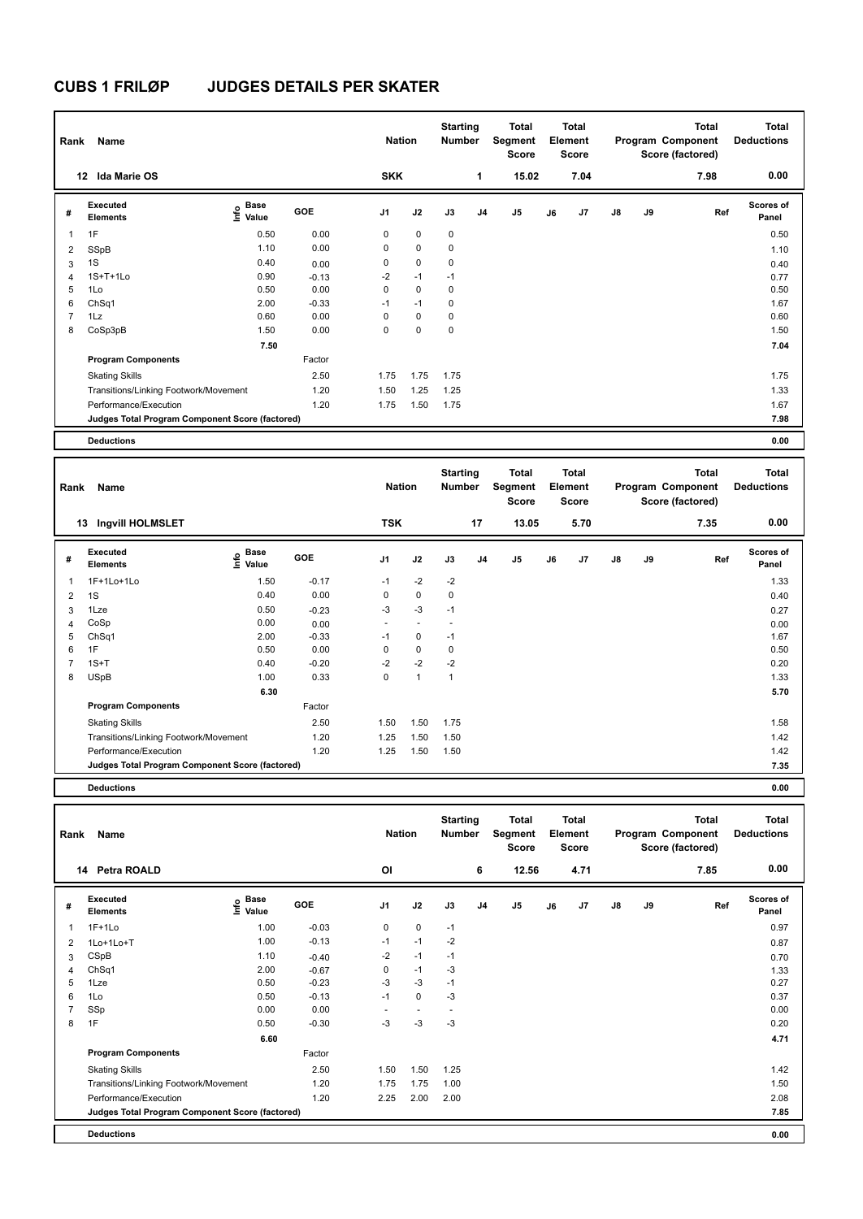# CUBS 1 FRILØP JUDGES DETAILS PER SKATER

| Rank | Name | Nation | Starting Number | Total Segment Score | Total Element Score | Total Program Component Score (factored) | Total Deductions |
|---|---|---|---|---|---|---|---|
| 12 | Ida Marie OS | SKK | 1 | 15.02 | 7.04 | 7.98 | 0.00 |

| # | Executed Elements | Info | Base Value | GOE | J1 | J2 | J3 | J4 | J5 | J6 | J7 | J8 | J9 | Ref | Scores of Panel |
|---|---|---|---|---|---|---|---|---|---|---|---|---|---|---|---|
| 1 | 1F | | 0.50 | 0.00 | 0 | 0 | 0 | | | | | | | | 0.50 |
| 2 | SSpB | | 1.10 | 0.00 | 0 | 0 | 0 | | | | | | | | 1.10 |
| 3 | 1S | | 0.40 | 0.00 | 0 | 0 | 0 | | | | | | | | 0.40 |
| 4 | 1S+T+1Lo | | 0.90 | -0.13 | -2 | -1 | -1 | | | | | | | | 0.77 |
| 5 | 1Lo | | 0.50 | 0.00 | 0 | 0 | 0 | | | | | | | | 0.50 |
| 6 | ChSq1 | | 2.00 | -0.33 | -1 | -1 | 0 | | | | | | | | 1.67 |
| 7 | 1Lz | | 0.60 | 0.00 | 0 | 0 | 0 | | | | | | | | 0.60 |
| 8 | CoSp3pB | | 1.50 | 0.00 | 0 | 0 | 0 | | | | | | | | 1.50 |
| | | | 7.50 | | | | | | | | | | | | 7.04 |
| | **Program Components** | | | Factor | | | | | | | | | | | |
| | Skating Skills | | | 2.50 | 1.75 | 1.75 | 1.75 | | | | | | | | 1.75 |
| | Transitions/Linking Footwork/Movement | | | 1.20 | 1.50 | 1.25 | 1.25 | | | | | | | | 1.33 |
| | Performance/Execution | | | 1.20 | 1.75 | 1.50 | 1.75 | | | | | | | | 1.67 |
| | **Judges Total Program Component Score (factored)** | | | | | | | | | | | | | | 7.98 |
| | **Deductions** | | | | | | | | | | | | | | 0.00 |

| Rank | Name | Nation | Starting Number | Total Segment Score | Total Element Score | Total Program Component Score (factored) | Total Deductions |
|---|---|---|---|---|---|---|---|
| 13 | Ingvill HOLMSLET | TSK | 17 | 13.05 | 5.70 | 7.35 | 0.00 |

| # | Executed Elements | Info | Base Value | GOE | J1 | J2 | J3 | J4 | J5 | J6 | J7 | J8 | J9 | Ref | Scores of Panel |
|---|---|---|---|---|---|---|---|---|---|---|---|---|---|---|---|
| 1 | 1F+1Lo+1Lo | | 1.50 | -0.17 | -1 | -2 | -2 | | | | | | | | 1.33 |
| 2 | 1S | | 0.40 | 0.00 | 0 | 0 | 0 | | | | | | | | 0.40 |
| 3 | 1Lze | | 0.50 | -0.23 | -3 | -3 | -1 | | | | | | | | 0.27 |
| 4 | CoSp | | 0.00 | 0.00 | - | - | - | | | | | | | | 0.00 |
| 5 | ChSq1 | | 2.00 | -0.33 | -1 | 0 | -1 | | | | | | | | 1.67 |
| 6 | 1F | | 0.50 | 0.00 | 0 | 0 | 0 | | | | | | | | 0.50 |
| 7 | 1S+T | | 0.40 | -0.20 | -2 | -2 | -2 | | | | | | | | 0.20 |
| 8 | USpB | | 1.00 | 0.33 | 0 | 1 | 1 | | | | | | | | 1.33 |
| | | | 6.30 | | | | | | | | | | | | 5.70 |
| | **Program Components** | | | Factor | | | | | | | | | | | |
| | Skating Skills | | | 2.50 | 1.50 | 1.50 | 1.75 | | | | | | | | 1.58 |
| | Transitions/Linking Footwork/Movement | | | 1.20 | 1.25 | 1.50 | 1.50 | | | | | | | | 1.42 |
| | Performance/Execution | | | 1.20 | 1.25 | 1.50 | 1.50 | | | | | | | | 1.42 |
| | **Judges Total Program Component Score (factored)** | | | | | | | | | | | | | | 7.35 |
| | **Deductions** | | | | | | | | | | | | | | 0.00 |

| Rank | Name | Nation | Starting Number | Total Segment Score | Total Element Score | Total Program Component Score (factored) | Total Deductions |
|---|---|---|---|---|---|---|---|
| 14 | Petra ROALD | OI | 6 | 12.56 | 4.71 | 7.85 | 0.00 |

| # | Executed Elements | Info | Base Value | GOE | J1 | J2 | J3 | J4 | J5 | J6 | J7 | J8 | J9 | Ref | Scores of Panel |
|---|---|---|---|---|---|---|---|---|---|---|---|---|---|---|---|
| 1 | 1F+1Lo | | 1.00 | -0.03 | 0 | 0 | -1 | | | | | | | | 0.97 |
| 2 | 1Lo+1Lo+T | | 1.00 | -0.13 | -1 | -1 | -2 | | | | | | | | 0.87 |
| 3 | CSpB | | 1.10 | -0.40 | -2 | -1 | -1 | | | | | | | | 0.70 |
| 4 | ChSq1 | | 2.00 | -0.67 | 0 | -1 | -3 | | | | | | | | 1.33 |
| 5 | 1Lze | | 0.50 | -0.23 | -3 | -3 | -1 | | | | | | | | 0.27 |
| 6 | 1Lo | | 0.50 | -0.13 | -1 | 0 | -3 | | | | | | | | 0.37 |
| 7 | SSp | | 0.00 | 0.00 | - | - | - | | | | | | | | 0.00 |
| 8 | 1F | | 0.50 | -0.30 | -3 | -3 | -3 | | | | | | | | 0.20 |
| | | | 6.60 | | | | | | | | | | | | 4.71 |
| | **Program Components** | | | Factor | | | | | | | | | | | |
| | Skating Skills | | | 2.50 | 1.50 | 1.50 | 1.25 | | | | | | | | 1.42 |
| | Transitions/Linking Footwork/Movement | | | 1.20 | 1.75 | 1.75 | 1.00 | | | | | | | | 1.50 |
| | Performance/Execution | | | 1.20 | 2.25 | 2.00 | 2.00 | | | | | | | | 2.08 |
| | **Judges Total Program Component Score (factored)** | | | | | | | | | | | | | | 7.85 |
| | **Deductions** | | | | | | | | | | | | | | 0.00 |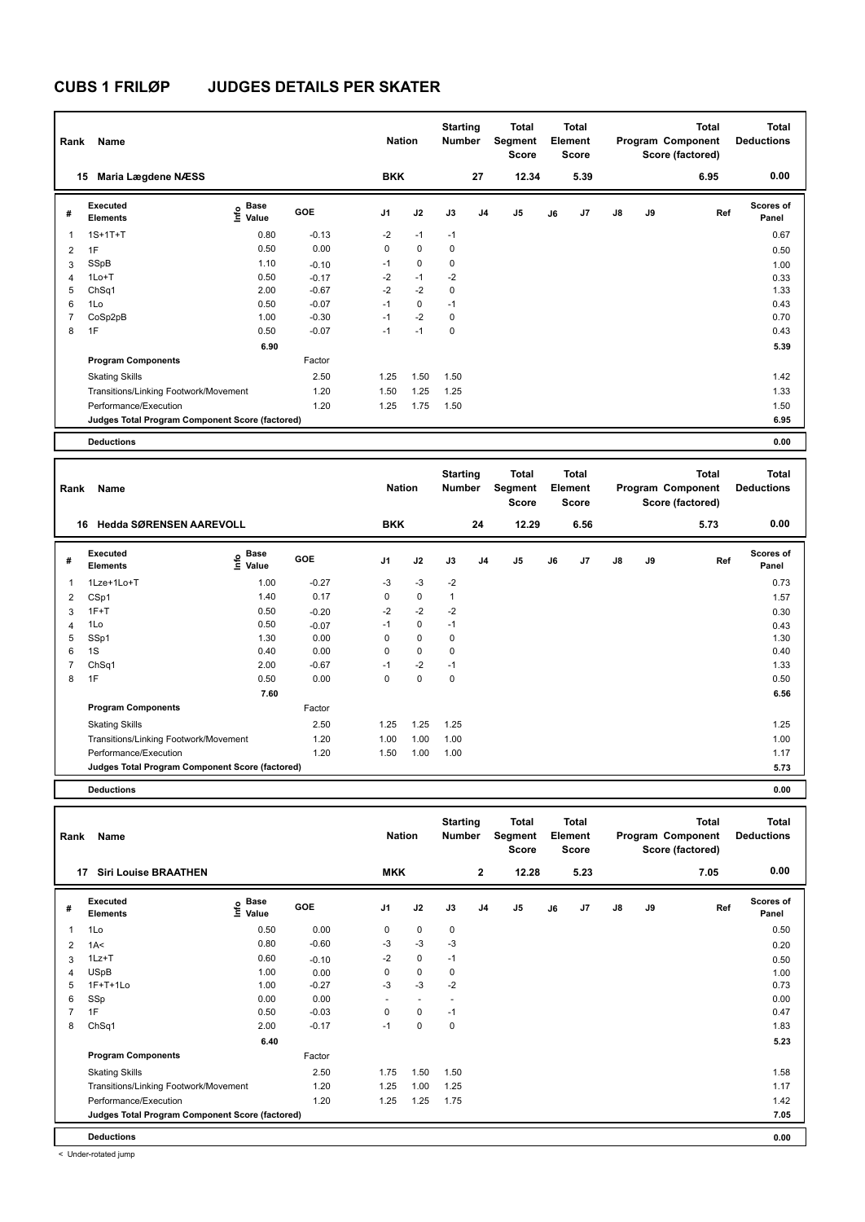# CUBS 1 FRILØP JUDGES DETAILS PER SKATER

| Rank | Name | Nation | Starting Number | Total Segment Score | Total Element Score | Total Program Component Score (factored) | Total Deductions |
|---|---|---|---|---|---|---|---|
| 15 | Maria Lægdene NÆSS | BKK | 27 | 12.34 | 5.39 | 6.95 | 0.00 |

| # | Executed Elements | Info | Base Value | GOE | J1 | J2 | J3 | J4 | J5 | J6 | J7 | J8 | J9 | Ref | Scores of Panel |
|---|---|---|---|---|---|---|---|---|---|---|---|---|---|---|---|
| 1 | 1S+1T+T | | 0.80 | -0.13 | -2 | -1 | -1 | | | | | | | | 0.67 |
| 2 | 1F | | 0.50 | 0.00 | 0 | 0 | 0 | | | | | | | | 0.50 |
| 3 | SSpB | | 1.10 | -0.10 | -1 | 0 | 0 | | | | | | | | 1.00 |
| 4 | 1Lo+T | | 0.50 | -0.17 | -2 | -1 | -2 | | | | | | | | 0.33 |
| 5 | ChSq1 | | 2.00 | -0.67 | -2 | -2 | 0 | | | | | | | | 1.33 |
| 6 | 1Lo | | 0.50 | -0.07 | -1 | 0 | -1 | | | | | | | | 0.43 |
| 7 | CoSp2pB | | 1.00 | -0.30 | -1 | -2 | 0 | | | | | | | | 0.70 |
| 8 | 1F | | 0.50 | -0.07 | -1 | -1 | 0 | | | | | | | | 0.43 |
| | | | 6.90 | | | | | | | | | | | | 5.39 |
| | **Program Components** | | | Factor | | | | | | | | | | | |
| | Skating Skills | | | 2.50 | 1.25 | 1.50 | 1.50 | | | | | | | | 1.42 |
| | Transitions/Linking Footwork/Movement | | | 1.20 | 1.50 | 1.25 | 1.25 | | | | | | | | 1.33 |
| | Performance/Execution | | | 1.20 | 1.25 | 1.75 | 1.50 | | | | | | | | 1.50 |
| | **Judges Total Program Component Score (factored)** | | | | | | | | | | | | | | 6.95 |
| | **Deductions** | | | | | | | | | | | | | | 0.00 |

| Rank | Name | Nation | Starting Number | Total Segment Score | Total Element Score | Total Program Component Score (factored) | Total Deductions |
|---|---|---|---|---|---|---|---|
| 16 | Hedda SØRENSEN AAREVOLL | BKK | 24 | 12.29 | 6.56 | 5.73 | 0.00 |

| # | Executed Elements | Info | Base Value | GOE | J1 | J2 | J3 | J4 | J5 | J6 | J7 | J8 | J9 | Ref | Scores of Panel |
|---|---|---|---|---|---|---|---|---|---|---|---|---|---|---|---|
| 1 | 1Lze+1Lo+T | | 1.00 | -0.27 | -3 | -3 | -2 | | | | | | | | 0.73 |
| 2 | CSp1 | | 1.40 | 0.17 | 0 | 0 | 1 | | | | | | | | 1.57 |
| 3 | 1F+T | | 0.50 | -0.20 | -2 | -2 | -2 | | | | | | | | 0.30 |
| 4 | 1Lo | | 0.50 | -0.07 | -1 | 0 | -1 | | | | | | | | 0.43 |
| 5 | SSp1 | | 1.30 | 0.00 | 0 | 0 | 0 | | | | | | | | 1.30 |
| 6 | 1S | | 0.40 | 0.00 | 0 | 0 | 0 | | | | | | | | 0.40 |
| 7 | ChSq1 | | 2.00 | -0.67 | -1 | -2 | -1 | | | | | | | | 1.33 |
| 8 | 1F | | 0.50 | 0.00 | 0 | 0 | 0 | | | | | | | | 0.50 |
| | | | 7.60 | | | | | | | | | | | | 6.56 |
| | **Program Components** | | | Factor | | | | | | | | | | | |
| | Skating Skills | | | 2.50 | 1.25 | 1.25 | 1.25 | | | | | | | | 1.25 |
| | Transitions/Linking Footwork/Movement | | | 1.20 | 1.00 | 1.00 | 1.00 | | | | | | | | 1.00 |
| | Performance/Execution | | | 1.20 | 1.50 | 1.00 | 1.00 | | | | | | | | 1.17 |
| | **Judges Total Program Component Score (factored)** | | | | | | | | | | | | | | 5.73 |
| | **Deductions** | | | | | | | | | | | | | | 0.00 |

| Rank | Name | Nation | Starting Number | Total Segment Score | Total Element Score | Total Program Component Score (factored) | Total Deductions |
|---|---|---|---|---|---|---|---|
| 17 | Siri Louise BRAATHEN | MKK | 2 | 12.28 | 5.23 | 7.05 | 0.00 |

| # | Executed Elements | Info | Base Value | GOE | J1 | J2 | J3 | J4 | J5 | J6 | J7 | J8 | J9 | Ref | Scores of Panel |
|---|---|---|---|---|---|---|---|---|---|---|---|---|---|---|---|
| 1 | 1Lo | | 0.50 | 0.00 | 0 | 0 | 0 | | | | | | | | 0.50 |
| 2 | 1A< | | 0.80 | -0.60 | -3 | -3 | -3 | | | | | | | | 0.20 |
| 3 | 1Lz+T | | 0.60 | -0.10 | -2 | 0 | -1 | | | | | | | | 0.50 |
| 4 | USpB | | 1.00 | 0.00 | 0 | 0 | 0 | | | | | | | | 1.00 |
| 5 | 1F+T+1Lo | | 1.00 | -0.27 | -3 | -3 | -2 | | | | | | | | 0.73 |
| 6 | SSp | | 0.00 | 0.00 | - | - | - | | | | | | | | 0.00 |
| 7 | 1F | | 0.50 | -0.03 | 0 | 0 | -1 | | | | | | | | 0.47 |
| 8 | ChSq1 | | 2.00 | -0.17 | -1 | 0 | 0 | | | | | | | | 1.83 |
| | | | 6.40 | | | | | | | | | | | | 5.23 |
| | **Program Components** | | | Factor | | | | | | | | | | | |
| | Skating Skills | | | 2.50 | 1.75 | 1.50 | 1.50 | | | | | | | | 1.58 |
| | Transitions/Linking Footwork/Movement | | | 1.20 | 1.25 | 1.00 | 1.25 | | | | | | | | 1.17 |
| | Performance/Execution | | | 1.20 | 1.25 | 1.25 | 1.75 | | | | | | | | 1.42 |
| | **Judges Total Program Component Score (factored)** | | | | | | | | | | | | | | 7.05 |
| | **Deductions** | | | | | | | | | | | | | | 0.00 |

< Under-rotated jump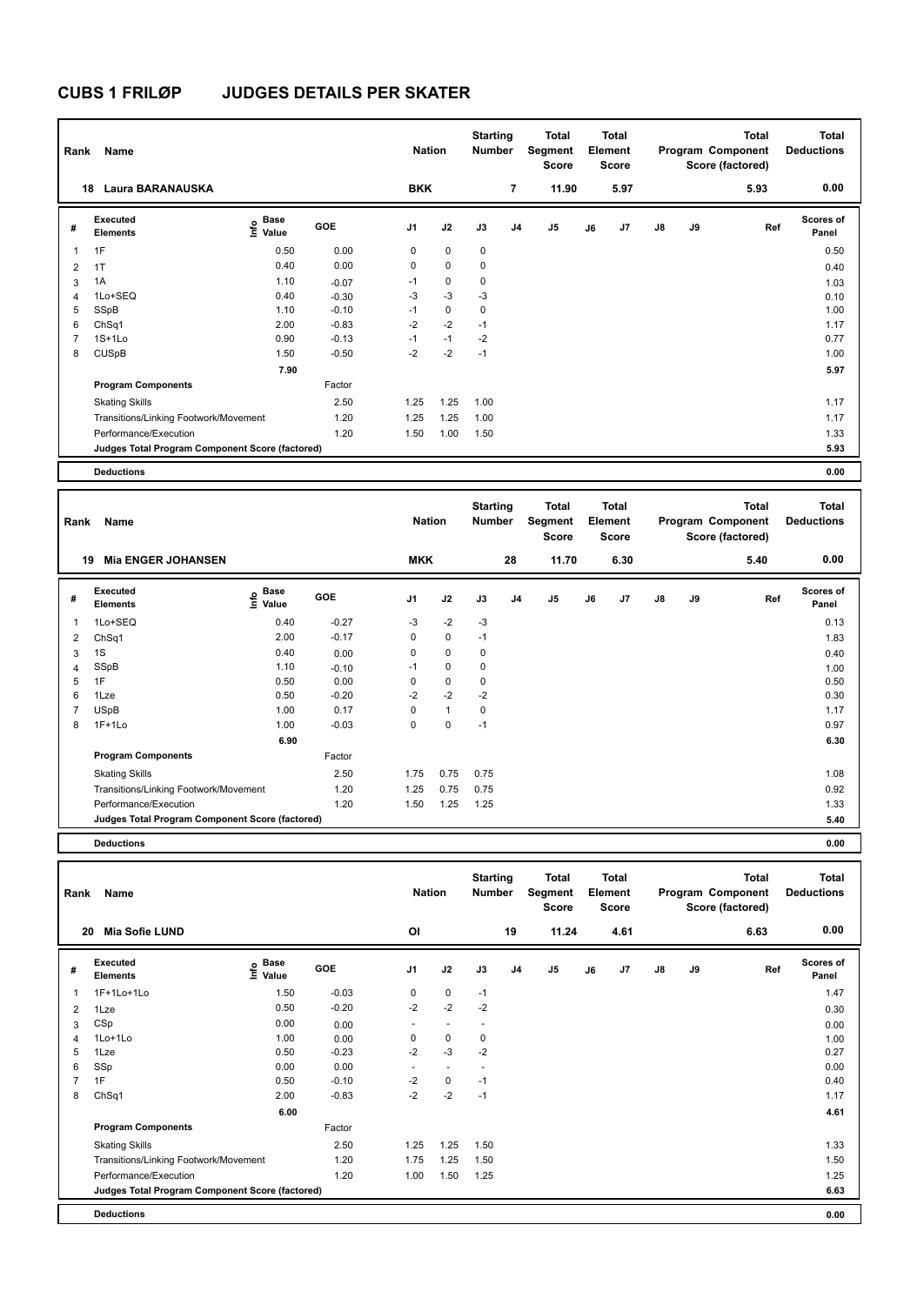# CUBS 1 FRILØP JUDGES DETAILS PER SKATER

| Rank | Name | Nation | Starting Number | Total Segment Score | Total Element Score | Total Program Component Score (factored) | Total Deductions |
|---|---|---|---|---|---|---|---|
| 18 | Laura BARANAUSKA | BKK | 7 | 11.90 | 5.97 | 5.93 | 0.00 |

| # | Executed Elements | Info | Base Value | GOE | J1 | J2 | J3 | J4 | J5 | J6 | J7 | J8 | J9 | Ref | Scores of Panel |
|---|---|---|---|---|---|---|---|---|---|---|---|---|---|---|---|
| 1 | 1F | | 0.50 | 0.00 | 0 | 0 | 0 | | | | | | | | 0.50 |
| 2 | 1T | | 0.40 | 0.00 | 0 | 0 | 0 | | | | | | | | 0.40 |
| 3 | 1A | | 1.10 | -0.07 | -1 | 0 | 0 | | | | | | | | 1.03 |
| 4 | 1Lo+SEQ | | 0.40 | -0.30 | -3 | -3 | -3 | | | | | | | | 0.10 |
| 5 | SSpB | | 1.10 | -0.10 | -1 | 0 | 0 | | | | | | | | 1.00 |
| 6 | ChSq1 | | 2.00 | -0.83 | -2 | -2 | -1 | | | | | | | | 1.17 |
| 7 | 1S+1Lo | | 0.90 | -0.13 | -1 | -1 | -2 | | | | | | | | 0.77 |
| 8 | CUSpB | | 1.50 | -0.50 | -2 | -2 | -1 | | | | | | | | 1.00 |
| | | | 7.90 | | | | | | | | | | | | 5.97 |
| | **Program Components** | | | Factor | | | | | | | | | | | |
| | Skating Skills | | | 2.50 | 1.25 | 1.25 | 1.00 | | | | | | | | 1.17 |
| | Transitions/Linking Footwork/Movement | | | 1.20 | 1.25 | 1.25 | 1.00 | | | | | | | | 1.17 |
| | Performance/Execution | | | 1.20 | 1.50 | 1.00 | 1.50 | | | | | | | | 1.33 |
| | **Judges Total Program Component Score (factored)** | | | | | | | | | | | | | | 5.93 |
| | **Deductions** | | | | | | | | | | | | | | 0.00 |

| Rank | Name | Nation | Starting Number | Total Segment Score | Total Element Score | Total Program Component Score (factored) | Total Deductions |
|---|---|---|---|---|---|---|---|
| 19 | Mia ENGER JOHANSEN | MKK | 28 | 11.70 | 6.30 | 5.40 | 0.00 |

| # | Executed Elements | Info | Base Value | GOE | J1 | J2 | J3 | J4 | J5 | J6 | J7 | J8 | J9 | Ref | Scores of Panel |
|---|---|---|---|---|---|---|---|---|---|---|---|---|---|---|---|
| 1 | 1Lo+SEQ | | 0.40 | -0.27 | -3 | -2 | -3 | | | | | | | | 0.13 |
| 2 | ChSq1 | | 2.00 | -0.17 | 0 | 0 | -1 | | | | | | | | 1.83 |
| 3 | 1S | | 0.40 | 0.00 | 0 | 0 | 0 | | | | | | | | 0.40 |
| 4 | SSpB | | 1.10 | -0.10 | -1 | 0 | 0 | | | | | | | | 1.00 |
| 5 | 1F | | 0.50 | 0.00 | 0 | 0 | 0 | | | | | | | | 0.50 |
| 6 | 1Lze | | 0.50 | -0.20 | -2 | -2 | -2 | | | | | | | | 0.30 |
| 7 | USpB | | 1.00 | 0.17 | 0 | 1 | 0 | | | | | | | | 1.17 |
| 8 | 1F+1Lo | | 1.00 | -0.03 | 0 | 0 | -1 | | | | | | | | 0.97 |
| | | | 6.90 | | | | | | | | | | | | 6.30 |
| | **Program Components** | | | Factor | | | | | | | | | | | |
| | Skating Skills | | | 2.50 | 1.75 | 0.75 | 0.75 | | | | | | | | 1.08 |
| | Transitions/Linking Footwork/Movement | | | 1.20 | 1.25 | 0.75 | 0.75 | | | | | | | | 0.92 |
| | Performance/Execution | | | 1.20 | 1.50 | 1.25 | 1.25 | | | | | | | | 1.33 |
| | **Judges Total Program Component Score (factored)** | | | | | | | | | | | | | | 5.40 |
| | **Deductions** | | | | | | | | | | | | | | 0.00 |

| Rank | Name | Nation | Starting Number | Total Segment Score | Total Element Score | Total Program Component Score (factored) | Total Deductions |
|---|---|---|---|---|---|---|---|
| 20 | Mia Sofie LUND | OI | 19 | 11.24 | 4.61 | 6.63 | 0.00 |

| # | Executed Elements | Info | Base Value | GOE | J1 | J2 | J3 | J4 | J5 | J6 | J7 | J8 | J9 | Ref | Scores of Panel |
|---|---|---|---|---|---|---|---|---|---|---|---|---|---|---|---|
| 1 | 1F+1Lo+1Lo | | 1.50 | -0.03 | 0 | 0 | -1 | | | | | | | | 1.47 |
| 2 | 1Lze | | 0.50 | -0.20 | -2 | -2 | -2 | | | | | | | | 0.30 |
| 3 | CSp | | 0.00 | 0.00 | - | - | - | | | | | | | | 0.00 |
| 4 | 1Lo+1Lo | | 1.00 | 0.00 | 0 | 0 | 0 | | | | | | | | 1.00 |
| 5 | 1Lze | | 0.50 | -0.23 | -2 | -3 | -2 | | | | | | | | 0.27 |
| 6 | SSp | | 0.00 | 0.00 | - | - | - | | | | | | | | 0.00 |
| 7 | 1F | | 0.50 | -0.10 | -2 | 0 | -1 | | | | | | | | 0.40 |
| 8 | ChSq1 | | 2.00 | -0.83 | -2 | -2 | -1 | | | | | | | | 1.17 |
| | | | 6.00 | | | | | | | | | | | | 4.61 |
| | **Program Components** | | | Factor | | | | | | | | | | | |
| | Skating Skills | | | 2.50 | 1.25 | 1.25 | 1.50 | | | | | | | | 1.33 |
| | Transitions/Linking Footwork/Movement | | | 1.20 | 1.75 | 1.25 | 1.50 | | | | | | | | 1.50 |
| | Performance/Execution | | | 1.20 | 1.00 | 1.50 | 1.25 | | | | | | | | 1.25 |
| | **Judges Total Program Component Score (factored)** | | | | | | | | | | | | | | 6.63 |
| | **Deductions** | | | | | | | | | | | | | | 0.00 |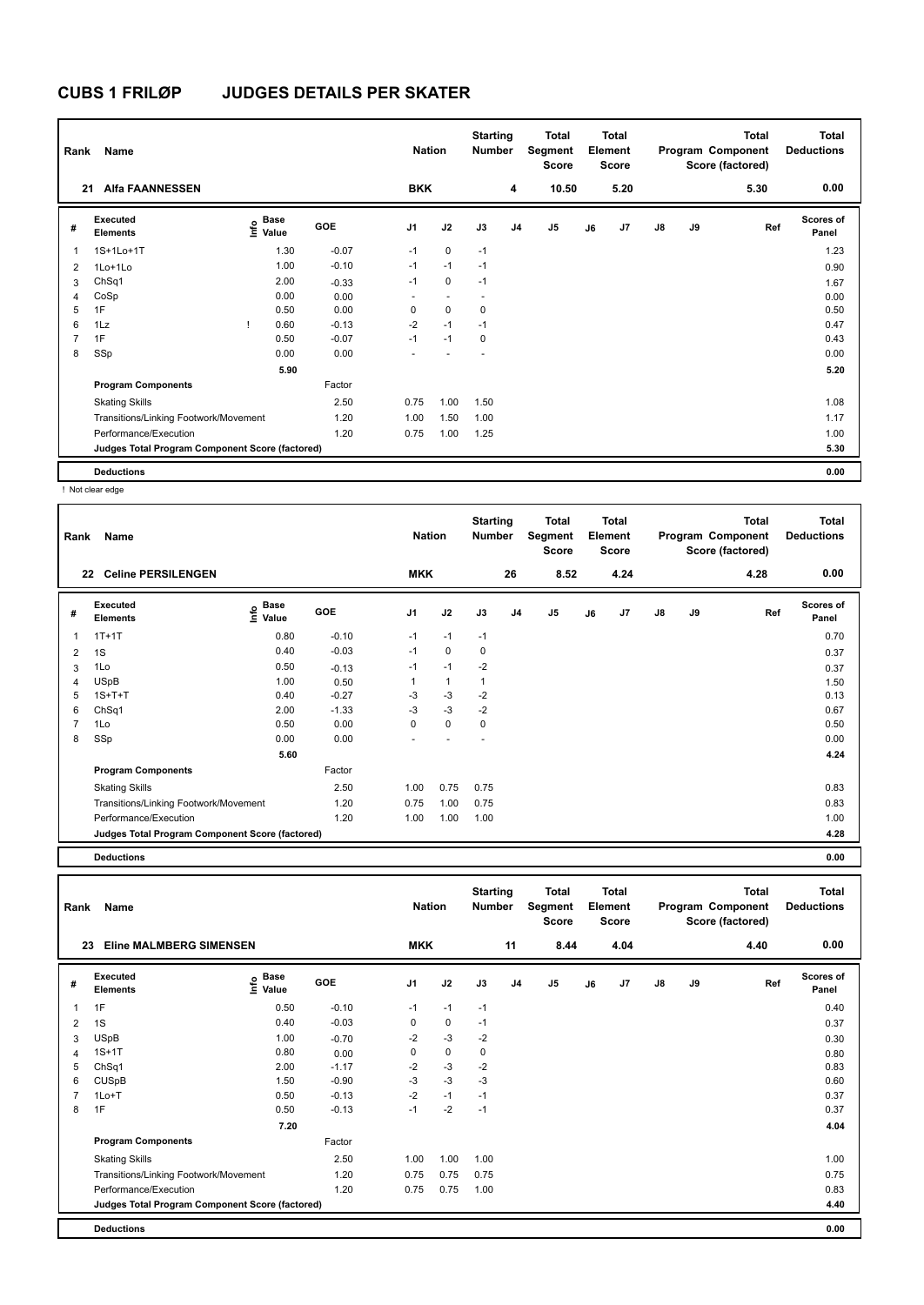# CUBS 1 FRILØP JUDGES DETAILS PER SKATER

| Rank | Name | Nation | Starting Number | Total Segment Score | Total Element Score | Total Program Component Score (factored) | Total Deductions |
|---|---|---|---|---|---|---|---|
| 21 | Alfa FAANNESSEN | BKK | 4 | 10.50 | 5.20 | 5.30 | 0.00 |

| # | Executed Elements | Info | Base Value | GOE | J1 | J2 | J3 | J4 | J5 | J6 | J7 | J8 | J9 | Ref | Scores of Panel |
|---|---|---|---|---|---|---|---|---|---|---|---|---|---|---|---|
| 1 | 1S+1Lo+1T | | 1.30 | -0.07 | -1 | 0 | -1 | | | | | | | | 1.23 |
| 2 | 1Lo+1Lo | | 1.00 | -0.10 | -1 | -1 | -1 | | | | | | | | 0.90 |
| 3 | ChSq1 | | 2.00 | -0.33 | -1 | 0 | -1 | | | | | | | | 1.67 |
| 4 | CoSp | | 0.00 | 0.00 | - | - | - | | | | | | | | 0.00 |
| 5 | 1F | | 0.50 | 0.00 | 0 | 0 | 0 | | | | | | | | 0.50 |
| 6 | 1Lz | ! | 0.60 | -0.13 | -2 | -1 | -1 | | | | | | | | 0.47 |
| 7 | 1F | | 0.50 | -0.07 | -1 | -1 | 0 | | | | | | | | 0.43 |
| 8 | SSp | | 0.00 | 0.00 | - | - | - | | | | | | | | 0.00 |
| | | | 5.90 | | | | | | | | | | | | 5.20 |
| | **Program Components** | | | Factor | | | | | | | | | | | |
| | Skating Skills | | | 2.50 | 0.75 | 1.00 | 1.50 | | | | | | | | 1.08 |
| | Transitions/Linking Footwork/Movement | | | 1.20 | 1.00 | 1.50 | 1.00 | | | | | | | | 1.17 |
| | Performance/Execution | | | 1.20 | 0.75 | 1.00 | 1.25 | | | | | | | | 1.00 |
| | **Judges Total Program Component Score (factored)** | | | | | | | | | | | | | | 5.30 |
| | **Deductions** | | | | | | | | | | | | | | 0.00 |

! Not clear edge

| Rank | Name | Nation | Starting Number | Total Segment Score | Total Element Score | Total Program Component Score (factored) | Total Deductions |
|---|---|---|---|---|---|---|---|
| 22 | Celine PERSILENGEN | MKK | 26 | 8.52 | 4.24 | 4.28 | 0.00 |

| # | Executed Elements | Info | Base Value | GOE | J1 | J2 | J3 | J4 | J5 | J6 | J7 | J8 | J9 | Ref | Scores of Panel |
|---|---|---|---|---|---|---|---|---|---|---|---|---|---|---|---|
| 1 | 1T+1T | | 0.80 | -0.10 | -1 | -1 | -1 | | | | | | | | 0.70 |
| 2 | 1S | | 0.40 | -0.03 | -1 | 0 | 0 | | | | | | | | 0.37 |
| 3 | 1Lo | | 0.50 | -0.13 | -1 | -1 | -2 | | | | | | | | 0.37 |
| 4 | USpB | | 1.00 | 0.50 | 1 | 1 | 1 | | | | | | | | 1.50 |
| 5 | 1S+T+T | | 0.40 | -0.27 | -3 | -3 | -2 | | | | | | | | 0.13 |
| 6 | ChSq1 | | 2.00 | -1.33 | -3 | -3 | -2 | | | | | | | | 0.67 |
| 7 | 1Lo | | 0.50 | 0.00 | 0 | 0 | 0 | | | | | | | | 0.50 |
| 8 | SSp | | 0.00 | 0.00 | - | - | - | | | | | | | | 0.00 |
| | | | 5.60 | | | | | | | | | | | | 4.24 |
| | **Program Components** | | | Factor | | | | | | | | | | | |
| | Skating Skills | | | 2.50 | 1.00 | 0.75 | 0.75 | | | | | | | | 0.83 |
| | Transitions/Linking Footwork/Movement | | | 1.20 | 0.75 | 1.00 | 0.75 | | | | | | | | 0.83 |
| | Performance/Execution | | | 1.20 | 1.00 | 1.00 | 1.00 | | | | | | | | 1.00 |
| | **Judges Total Program Component Score (factored)** | | | | | | | | | | | | | | 4.28 |
| | **Deductions** | | | | | | | | | | | | | | 0.00 |

| Rank | Name | Nation | Starting Number | Total Segment Score | Total Element Score | Total Program Component Score (factored) | Total Deductions |
|---|---|---|---|---|---|---|---|
| 23 | Eline MALMBERG SIMENSEN | MKK | 11 | 8.44 | 4.04 | 4.40 | 0.00 |

| # | Executed Elements | Info | Base Value | GOE | J1 | J2 | J3 | J4 | J5 | J6 | J7 | J8 | J9 | Ref | Scores of Panel |
|---|---|---|---|---|---|---|---|---|---|---|---|---|---|---|---|
| 1 | 1F | | 0.50 | -0.10 | -1 | -1 | -1 | | | | | | | | 0.40 |
| 2 | 1S | | 0.40 | -0.03 | 0 | 0 | -1 | | | | | | | | 0.37 |
| 3 | USpB | | 1.00 | -0.70 | -2 | -3 | -2 | | | | | | | | 0.30 |
| 4 | 1S+1T | | 0.80 | 0.00 | 0 | 0 | 0 | | | | | | | | 0.80 |
| 5 | ChSq1 | | 2.00 | -1.17 | -2 | -3 | -2 | | | | | | | | 0.83 |
| 6 | CUSpB | | 1.50 | -0.90 | -3 | -3 | -3 | | | | | | | | 0.60 |
| 7 | 1Lo+T | | 0.50 | -0.13 | -2 | -1 | -1 | | | | | | | | 0.37 |
| 8 | 1F | | 0.50 | -0.13 | -1 | -2 | -1 | | | | | | | | 0.37 |
| | | | 7.20 | | | | | | | | | | | | 4.04 |
| | **Program Components** | | | Factor | | | | | | | | | | | |
| | Skating Skills | | | 2.50 | 1.00 | 1.00 | 1.00 | | | | | | | | 1.00 |
| | Transitions/Linking Footwork/Movement | | | 1.20 | 0.75 | 0.75 | 0.75 | | | | | | | | 0.75 |
| | Performance/Execution | | | 1.20 | 0.75 | 0.75 | 1.00 | | | | | | | | 0.83 |
| | **Judges Total Program Component Score (factored)** | | | | | | | | | | | | | | 4.40 |
| | **Deductions** | | | | | | | | | | | | | | 0.00 |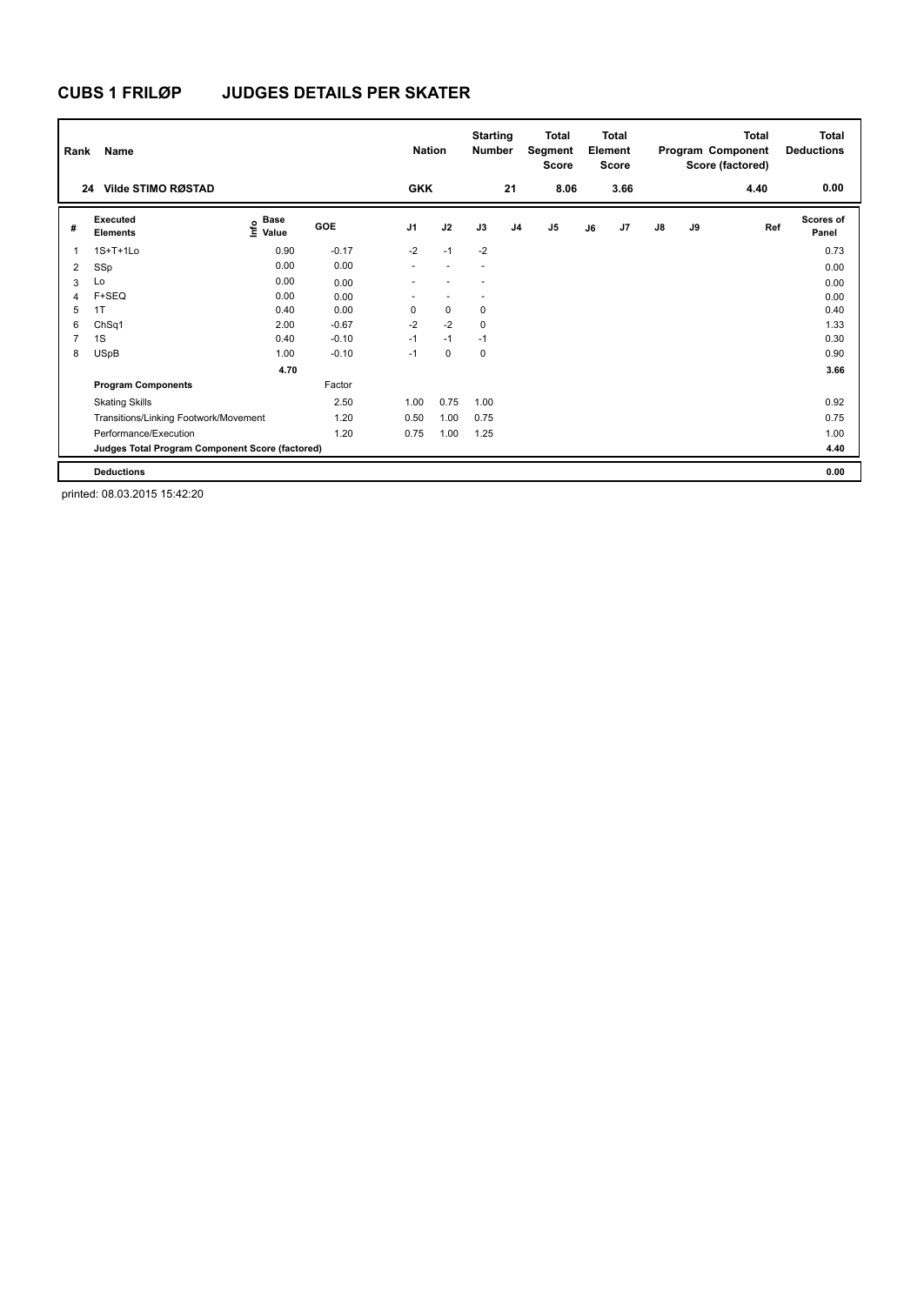# CUBS 1 FRILØP JUDGES DETAILS PER SKATER

| Rank | Name | Nation | Starting Number | Total Segment Score | Total Element Score | Total Program Component Score (factored) | Total Deductions |
|---|---|---|---|---|---|---|---|
| 24 | Vilde STIMO RØSTAD | GKK | 21 | 8.06 | 3.66 | 4.40 | 0.00 |

| # | Executed Elements | Info | Base Value | GOE | J1 | J2 | J3 | J4 | J5 | J6 | J7 | J8 | J9 | Ref | Scores of Panel |
|---|---|---|---|---|---|---|---|---|---|---|---|---|---|---|---|
| 1 | 1S+T+1Lo | | 0.90 | -0.17 | -2 | -1 | -2 | | | | | | | | 0.73 |
| 2 | SSp | | 0.00 | 0.00 | - | - | - | | | | | | | | 0.00 |
| 3 | Lo | | 0.00 | 0.00 | - | - | - | | | | | | | | 0.00 |
| 4 | F+SEQ | | 0.00 | 0.00 | - | - | - | | | | | | | | 0.00 |
| 5 | 1T | | 0.40 | 0.00 | 0 | 0 | 0 | | | | | | | | 0.40 |
| 6 | ChSq1 | | 2.00 | -0.67 | -2 | -2 | 0 | | | | | | | | 1.33 |
| 7 | 1S | | 0.40 | -0.10 | -1 | -1 | -1 | | | | | | | | 0.30 |
| 8 | USpB | | 1.00 | -0.10 | -1 | 0 | 0 | | | | | | | | 0.90 |
| | | | 4.70 | | | | | | | | | | | | 3.66 |
| | **Program Components** | | | Factor | | | | | | | | | | | |
| | Skating Skills | | | 2.50 | 1.00 | 0.75 | 1.00 | | | | | | | | 0.92 |
| | Transitions/Linking Footwork/Movement | | | 1.20 | 0.50 | 1.00 | 0.75 | | | | | | | | 0.75 |
| | Performance/Execution | | | 1.20 | 0.75 | 1.00 | 1.25 | | | | | | | | 1.00 |
| | **Judges Total Program Component Score (factored)** | | | | | | | | | | | | | | 4.40 |
| | **Deductions** | | | | | | | | | | | | | | 0.00 |

printed: 08.03.2015 15:42:20